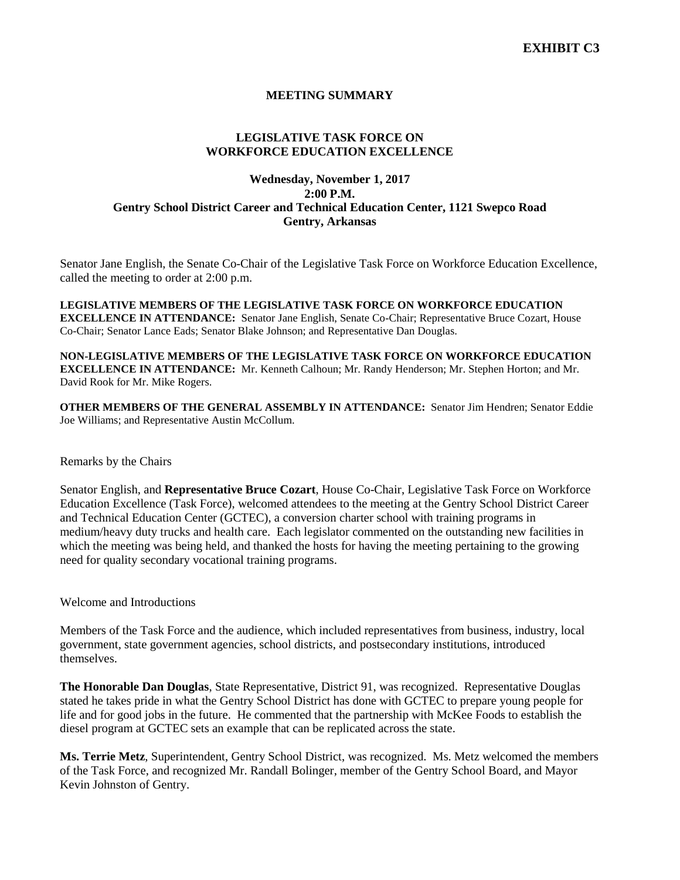**EXHIBIT C3**

## MEETING SUMMARY

## LEGISLATIVE TASK FORCE ON WORKFORCE EDUCATION EXCELLENCE

**Wednesday, November 1, 2017**
**2:00 P.M.**
**Gentry School District Career and Technical Education Center, 1121 Swepco Road**
**Gentry, Arkansas**

Senator Jane English, the Senate Co-Chair of the Legislative Task Force on Workforce Education Excellence, called the meeting to order at 2:00 p.m.

**LEGISLATIVE MEMBERS OF THE LEGISLATIVE TASK FORCE ON WORKFORCE EDUCATION EXCELLENCE IN ATTENDANCE:** Senator Jane English, Senate Co-Chair; Representative Bruce Cozart, House Co-Chair; Senator Lance Eads; Senator Blake Johnson; and Representative Dan Douglas.

**NON-LEGISLATIVE MEMBERS OF THE LEGISLATIVE TASK FORCE ON WORKFORCE EDUCATION EXCELLENCE IN ATTENDANCE:** Mr. Kenneth Calhoun; Mr. Randy Henderson; Mr. Stephen Horton; and Mr. David Rook for Mr. Mike Rogers.

**OTHER MEMBERS OF THE GENERAL ASSEMBLY IN ATTENDANCE:** Senator Jim Hendren; Senator Eddie Joe Williams; and Representative Austin McCollum.

Remarks by the Chairs

Senator English, and **Representative Bruce Cozart**, House Co-Chair, Legislative Task Force on Workforce Education Excellence (Task Force), welcomed attendees to the meeting at the Gentry School District Career and Technical Education Center (GCTEC), a conversion charter school with training programs in medium/heavy duty trucks and health care. Each legislator commented on the outstanding new facilities in which the meeting was being held, and thanked the hosts for having the meeting pertaining to the growing need for quality secondary vocational training programs.

Welcome and Introductions

Members of the Task Force and the audience, which included representatives from business, industry, local government, state government agencies, school districts, and postsecondary institutions, introduced themselves.

**The Honorable Dan Douglas**, State Representative, District 91, was recognized. Representative Douglas stated he takes pride in what the Gentry School District has done with GCTEC to prepare young people for life and for good jobs in the future. He commented that the partnership with McKee Foods to establish the diesel program at GCTEC sets an example that can be replicated across the state.

**Ms. Terrie Metz**, Superintendent, Gentry School District, was recognized. Ms. Metz welcomed the members of the Task Force, and recognized Mr. Randall Bolinger, member of the Gentry School Board, and Mayor Kevin Johnston of Gentry.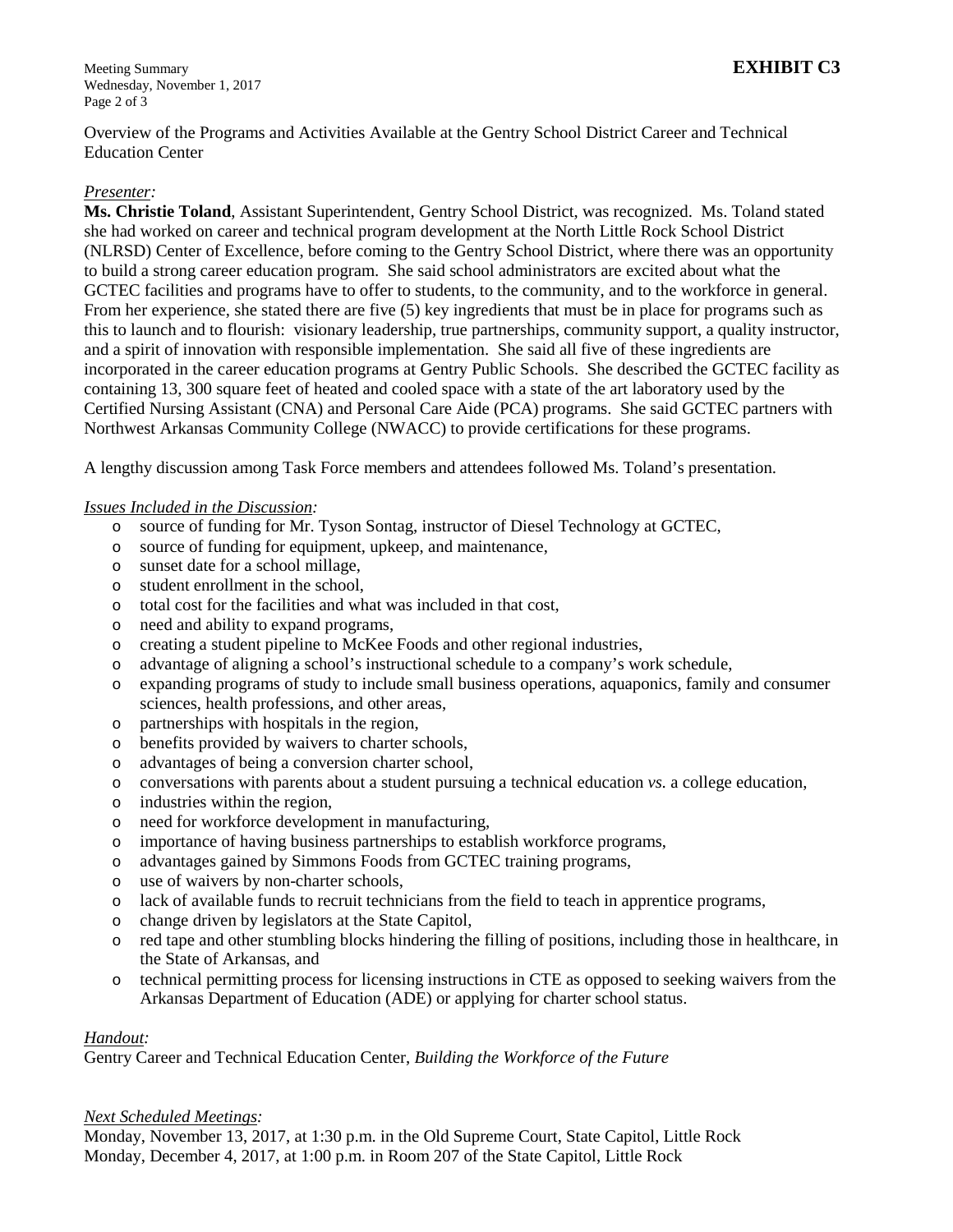**EXHIBIT C3**

Overview of the Programs and Activities Available at the Gentry School District Career and Technical Education Center

*Presenter:*

**Ms. Christie Toland**, Assistant Superintendent, Gentry School District, was recognized. Ms. Toland stated she had worked on career and technical program development at the North Little Rock School District (NLRSD) Center of Excellence, before coming to the Gentry School District, where there was an opportunity to build a strong career education program. She said school administrators are excited about what the GCTEC facilities and programs have to offer to students, to the community, and to the workforce in general. From her experience, she stated there are five (5) key ingredients that must be in place for programs such as this to launch and to flourish: visionary leadership, true partnerships, community support, a quality instructor, and a spirit of innovation with responsible implementation. She said all five of these ingredients are incorporated in the career education programs at Gentry Public Schools. She described the GCTEC facility as containing 13, 300 square feet of heated and cooled space with a state of the art laboratory used by the Certified Nursing Assistant (CNA) and Personal Care Aide (PCA) programs. She said GCTEC partners with Northwest Arkansas Community College (NWACC) to provide certifications for these programs.

A lengthy discussion among Task Force members and attendees followed Ms. Toland's presentation.

*Issues Included in the Discussion:*

- source of funding for Mr. Tyson Sontag, instructor of Diesel Technology at GCTEC,
- source of funding for equipment, upkeep, and maintenance,
- sunset date for a school millage,
- student enrollment in the school,
- total cost for the facilities and what was included in that cost,
- need and ability to expand programs,
- creating a student pipeline to McKee Foods and other regional industries,
- advantage of aligning a school's instructional schedule to a company's work schedule,
- expanding programs of study to include small business operations, aquaponics, family and consumer sciences, health professions, and other areas,
- partnerships with hospitals in the region,
- benefits provided by waivers to charter schools,
- advantages of being a conversion charter school,
- conversations with parents about a student pursuing a technical education *vs.* a college education,
- industries within the region,
- need for workforce development in manufacturing,
- importance of having business partnerships to establish workforce programs,
- advantages gained by Simmons Foods from GCTEC training programs,
- use of waivers by non-charter schools,
- lack of available funds to recruit technicians from the field to teach in apprentice programs,
- change driven by legislators at the State Capitol,
- red tape and other stumbling blocks hindering the filling of positions, including those in healthcare, in the State of Arkansas, and
- technical permitting process for licensing instructions in CTE as opposed to seeking waivers from the Arkansas Department of Education (ADE) or applying for charter school status.

*Handout:*

Gentry Career and Technical Education Center, *Building the Workforce of the Future*

*Next Scheduled Meetings:*

Monday, November 13, 2017, at 1:30 p.m. in the Old Supreme Court, State Capitol, Little Rock
Monday, December 4, 2017, at 1:00 p.m. in Room 207 of the State Capitol, Little Rock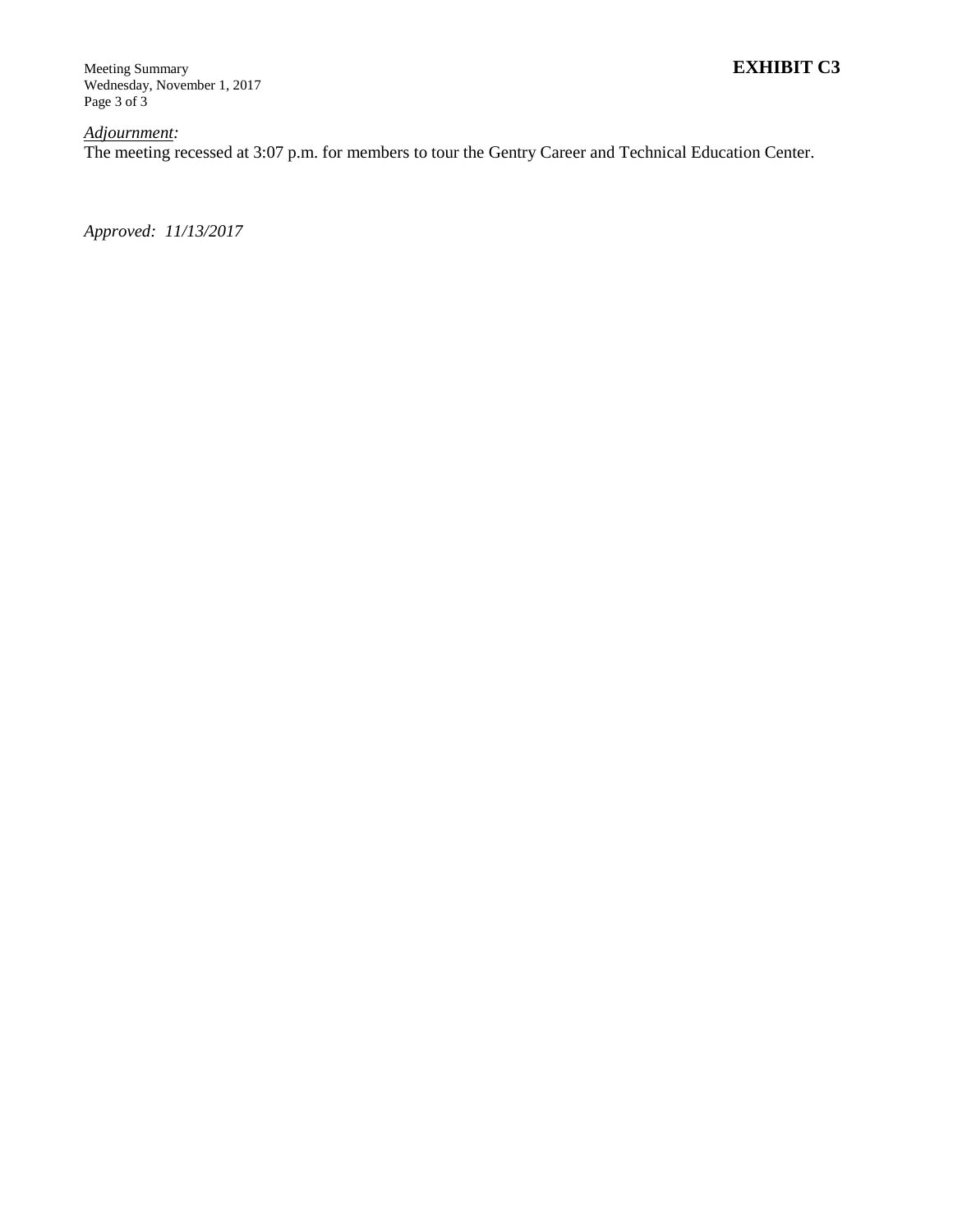**EXHIBIT C3**

*Adjournment:*
The meeting recessed at 3:07 p.m. for members to tour the Gentry Career and Technical Education Center.

*Approved: 11/13/2017*